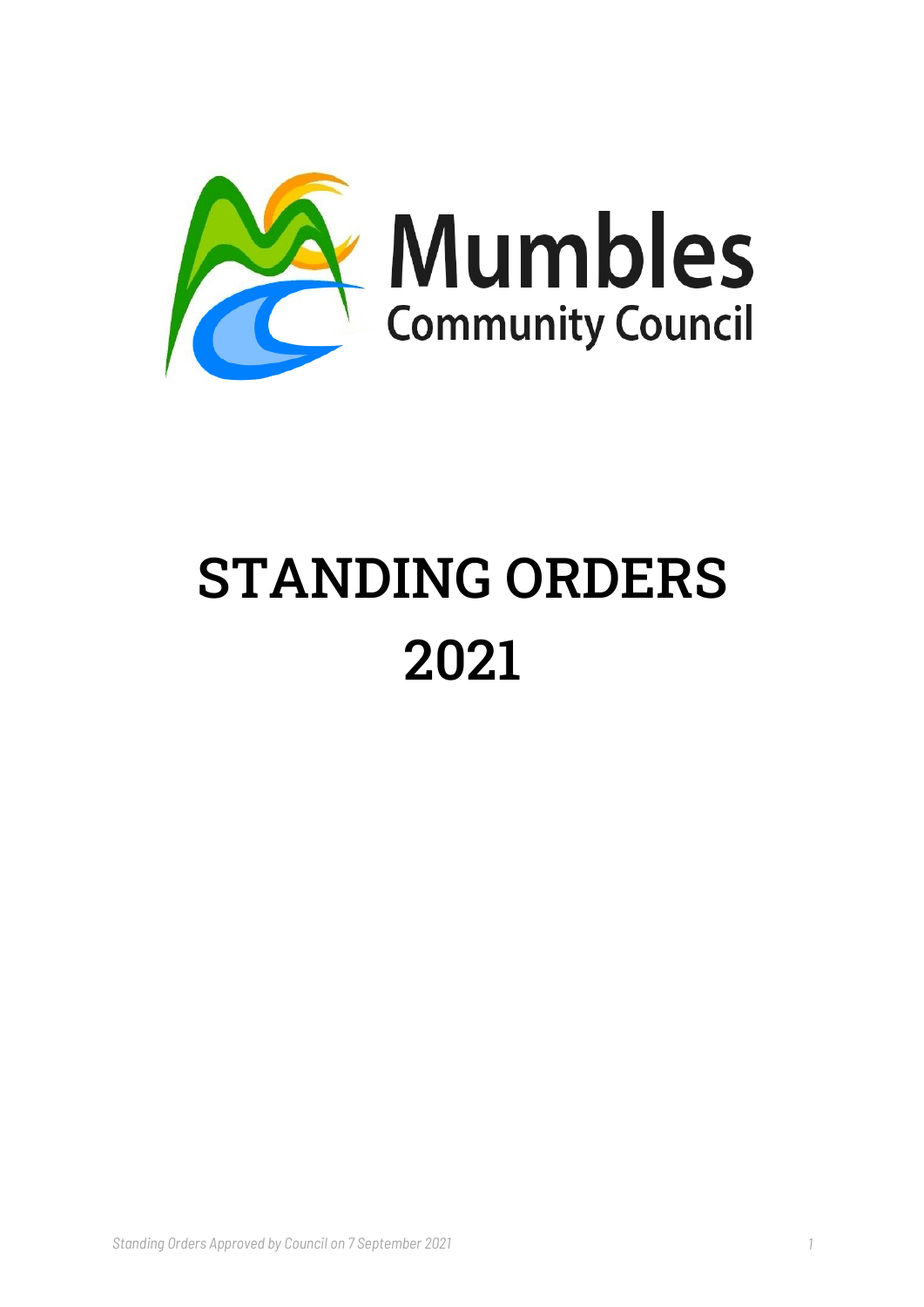Mumbles
Community Council

# STANDING ORDERS 2021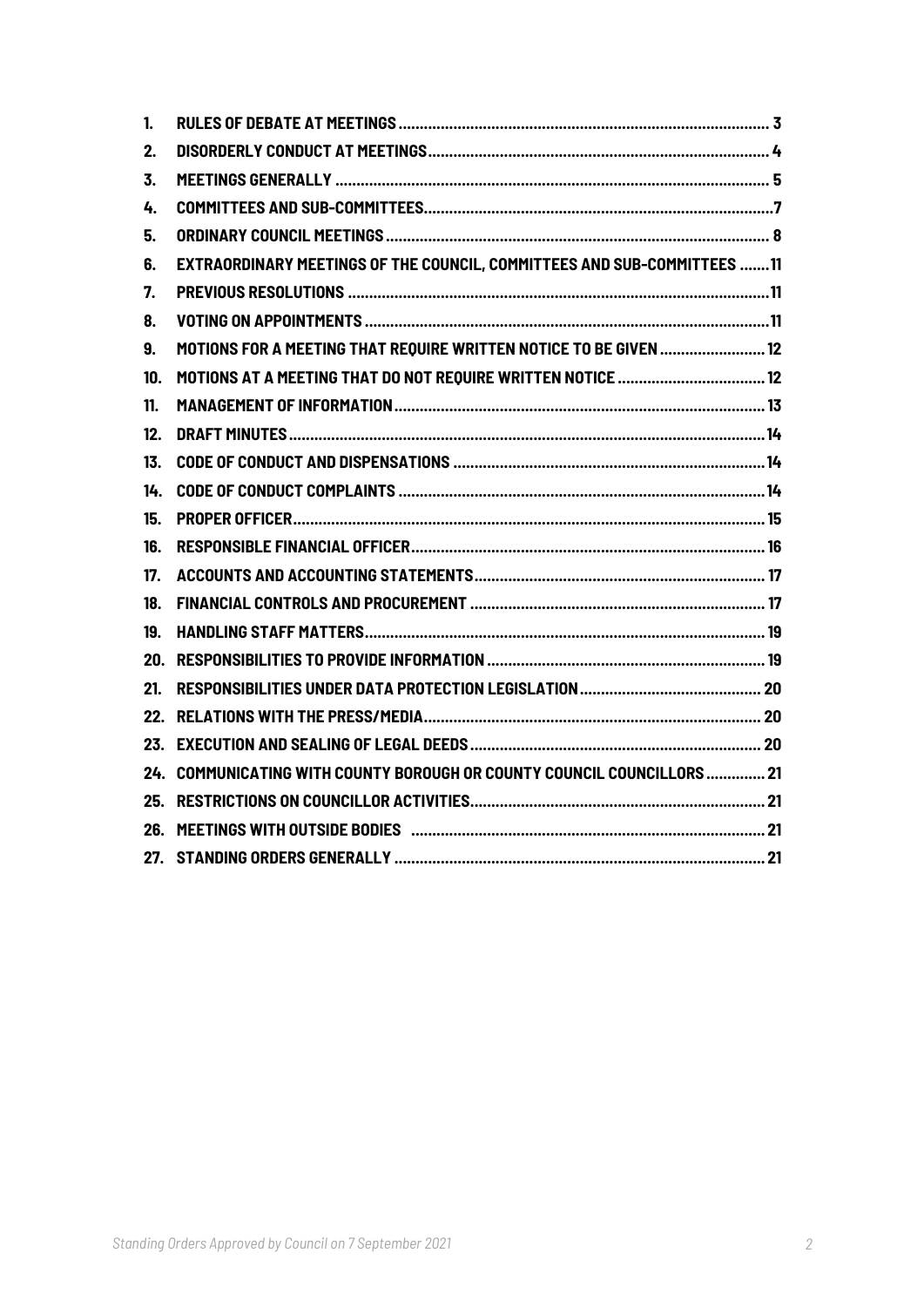| | | |
|---|---|---|
| **1.** | **RULES OF DEBATE AT MEETINGS** | **3** |
| **2.** | **DISORDERLY CONDUCT AT MEETINGS** | **4** |
| **3.** | **MEETINGS GENERALLY** | **5** |
| **4.** | **COMMITTEES AND SUB-COMMITTEES** | **7** |
| **5.** | **ORDINARY COUNCIL MEETINGS** | **8** |
| **6.** | **EXTRAORDINARY MEETINGS OF THE COUNCIL, COMMITTEES AND SUB-COMMITTEES** | **11** |
| **7.** | **PREVIOUS RESOLUTIONS** | **11** |
| **8.** | **VOTING ON APPOINTMENTS** | **11** |
| **9.** | **MOTIONS FOR A MEETING THAT REQUIRE WRITTEN NOTICE TO BE GIVEN** | **12** |
| **10.** | **MOTIONS AT A MEETING THAT DO NOT REQUIRE WRITTEN NOTICE** | **12** |
| **11.** | **MANAGEMENT OF INFORMATION** | **13** |
| **12.** | **DRAFT MINUTES** | **14** |
| **13.** | **CODE OF CONDUCT AND DISPENSATIONS** | **14** |
| **14.** | **CODE OF CONDUCT COMPLAINTS** | **14** |
| **15.** | **PROPER OFFICER** | **15** |
| **16.** | **RESPONSIBLE FINANCIAL OFFICER** | **16** |
| **17.** | **ACCOUNTS AND ACCOUNTING STATEMENTS** | **17** |
| **18.** | **FINANCIAL CONTROLS AND PROCUREMENT** | **17** |
| **19.** | **HANDLING STAFF MATTERS** | **19** |
| **20.** | **RESPONSIBILITIES TO PROVIDE INFORMATION** | **19** |
| **21.** | **RESPONSIBILITIES UNDER DATA PROTECTION LEGISLATION** | **20** |
| **22.** | **RELATIONS WITH THE PRESS/MEDIA** | **20** |
| **23.** | **EXECUTION AND SEALING OF LEGAL DEEDS** | **20** |
| **24.** | **COMMUNICATING WITH COUNTY BOROUGH OR COUNTY COUNCIL COUNCILLORS** | **21** |
| **25.** | **RESTRICTIONS ON COUNCILLOR ACTIVITIES** | **21** |
| **26.** | **MEETINGS WITH OUTSIDE BODIES** | **21** |
| **27.** | **STANDING ORDERS GENERALLY** | **21** |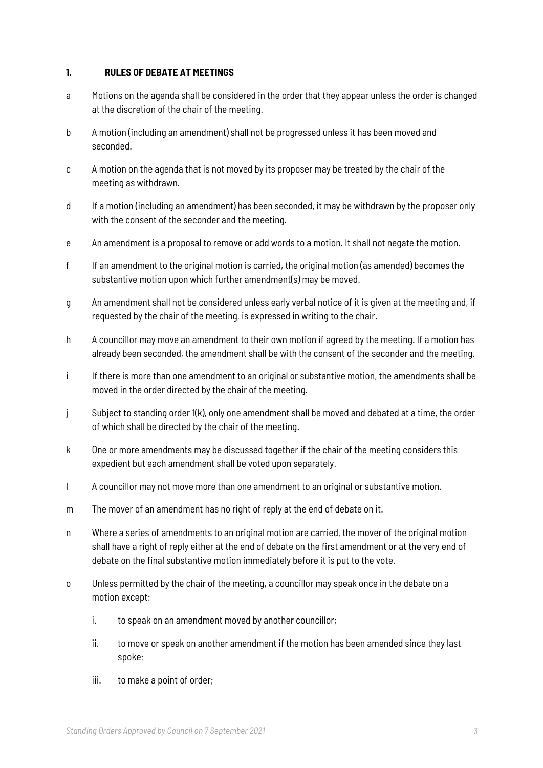## 1. RULES OF DEBATE AT MEETINGS

a Motions on the agenda shall be considered in the order that they appear unless the order is changed at the discretion of the chair of the meeting.

b A motion (including an amendment) shall not be progressed unless it has been moved and seconded.

c A motion on the agenda that is not moved by its proposer may be treated by the chair of the meeting as withdrawn.

d If a motion (including an amendment) has been seconded, it may be withdrawn by the proposer only with the consent of the seconder and the meeting.

e An amendment is a proposal to remove or add words to a motion. It shall not negate the motion.

f If an amendment to the original motion is carried, the original motion (as amended) becomes the substantive motion upon which further amendment(s) may be moved.

g An amendment shall not be considered unless early verbal notice of it is given at the meeting and, if requested by the chair of the meeting, is expressed in writing to the chair.

h A councillor may move an amendment to their own motion if agreed by the meeting. If a motion has already been seconded, the amendment shall be with the consent of the seconder and the meeting.

i If there is more than one amendment to an original or substantive motion, the amendments shall be moved in the order directed by the chair of the meeting.

j Subject to standing order 1(k), only one amendment shall be moved and debated at a time, the order of which shall be directed by the chair of the meeting.

k One or more amendments may be discussed together if the chair of the meeting considers this expedient but each amendment shall be voted upon separately.

l A councillor may not move more than one amendment to an original or substantive motion.

m The mover of an amendment has no right of reply at the end of debate on it.

n Where a series of amendments to an original motion are carried, the mover of the original motion shall have a right of reply either at the end of debate on the first amendment or at the very end of debate on the final substantive motion immediately before it is put to the vote.

o Unless permitted by the chair of the meeting, a councillor may speak once in the debate on a motion except:

  i. to speak on an amendment moved by another councillor;

  ii. to move or speak on another amendment if the motion has been amended since they last spoke;

  iii. to make a point of order;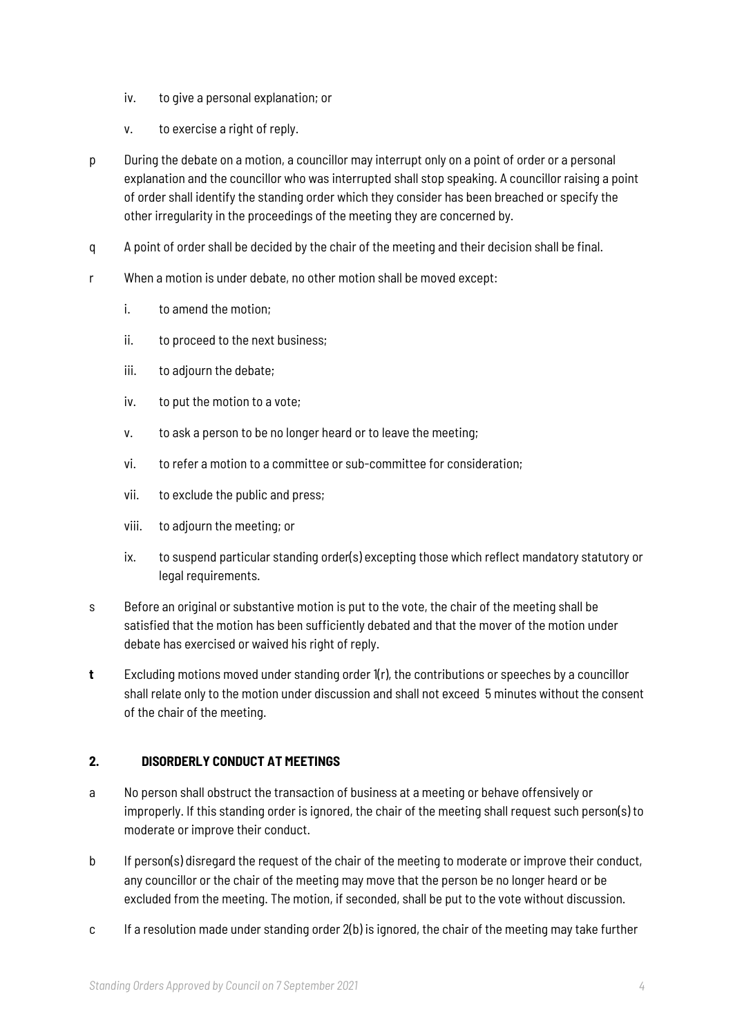iv. to give a personal explanation; or

v. to exercise a right of reply.

p During the debate on a motion, a councillor may interrupt only on a point of order or a personal explanation and the councillor who was interrupted shall stop speaking. A councillor raising a point of order shall identify the standing order which they consider has been breached or specify the other irregularity in the proceedings of the meeting they are concerned by.

q A point of order shall be decided by the chair of the meeting and their decision shall be final.

r When a motion is under debate, no other motion shall be moved except:

i. to amend the motion;

ii. to proceed to the next business;

iii. to adjourn the debate;

iv. to put the motion to a vote;

v. to ask a person to be no longer heard or to leave the meeting;

vi. to refer a motion to a committee or sub-committee for consideration;

vii. to exclude the public and press;

viii. to adjourn the meeting; or

ix. to suspend particular standing order(s) excepting those which reflect mandatory statutory or legal requirements.

s Before an original or substantive motion is put to the vote, the chair of the meeting shall be satisfied that the motion has been sufficiently debated and that the mover of the motion under debate has exercised or waived his right of reply.

**t** Excluding motions moved under standing order 1(r), the contributions or speeches by a councillor shall relate only to the motion under discussion and shall not exceed 5 minutes without the consent of the chair of the meeting.

## 2. DISORDERLY CONDUCT AT MEETINGS

a No person shall obstruct the transaction of business at a meeting or behave offensively or improperly. If this standing order is ignored, the chair of the meeting shall request such person(s) to moderate or improve their conduct.

b If person(s) disregard the request of the chair of the meeting to moderate or improve their conduct, any councillor or the chair of the meeting may move that the person be no longer heard or be excluded from the meeting. The motion, if seconded, shall be put to the vote without discussion.

c If a resolution made under standing order 2(b) is ignored, the chair of the meeting may take further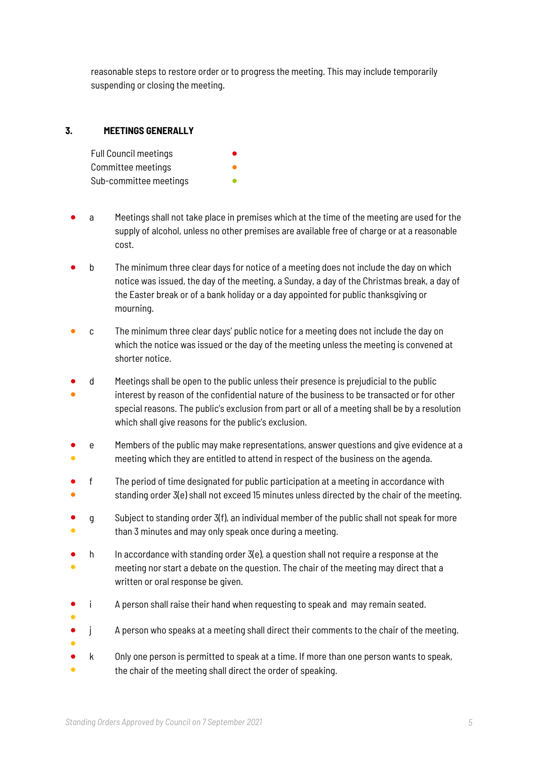reasonable steps to restore order or to progress the meeting. This may include temporarily suspending or closing the meeting.

## 3. MEETINGS GENERALLY

Full Council meetings ●
Committee meetings ●
Sub-committee meetings ●

● a Meetings shall not take place in premises which at the time of the meeting are used for the supply of alcohol, unless no other premises are available free of charge or at a reasonable cost.

● b The minimum three clear days for notice of a meeting does not include the day on which notice was issued, the day of the meeting, a Sunday, a day of the Christmas break, a day of the Easter break or of a bank holiday or a day appointed for public thanksgiving or mourning.

● c The minimum three clear days' public notice for a meeting does not include the day on which the notice was issued or the day of the meeting unless the meeting is convened at shorter notice.

●● d Meetings shall be open to the public unless their presence is prejudicial to the public interest by reason of the confidential nature of the business to be transacted or for other special reasons. The public's exclusion from part or all of a meeting shall be by a resolution which shall give reasons for the public's exclusion.

●● e Members of the public may make representations, answer questions and give evidence at a meeting which they are entitled to attend in respect of the business on the agenda.

●● f The period of time designated for public participation at a meeting in accordance with standing order 3(e) shall not exceed 15 minutes unless directed by the chair of the meeting.

●● g Subject to standing order 3(f), an individual member of the public shall not speak for more than 3 minutes and may only speak once during a meeting.

●● h In accordance with standing order 3(e), a question shall not require a response at the meeting nor start a debate on the question. The chair of the meeting may direct that a written or oral response be given.

●● i A person shall raise their hand when requesting to speak and may remain seated.

●● j A person who speaks at a meeting shall direct their comments to the chair of the meeting.

●● k Only one person is permitted to speak at a time. If more than one person wants to speak, the chair of the meeting shall direct the order of speaking.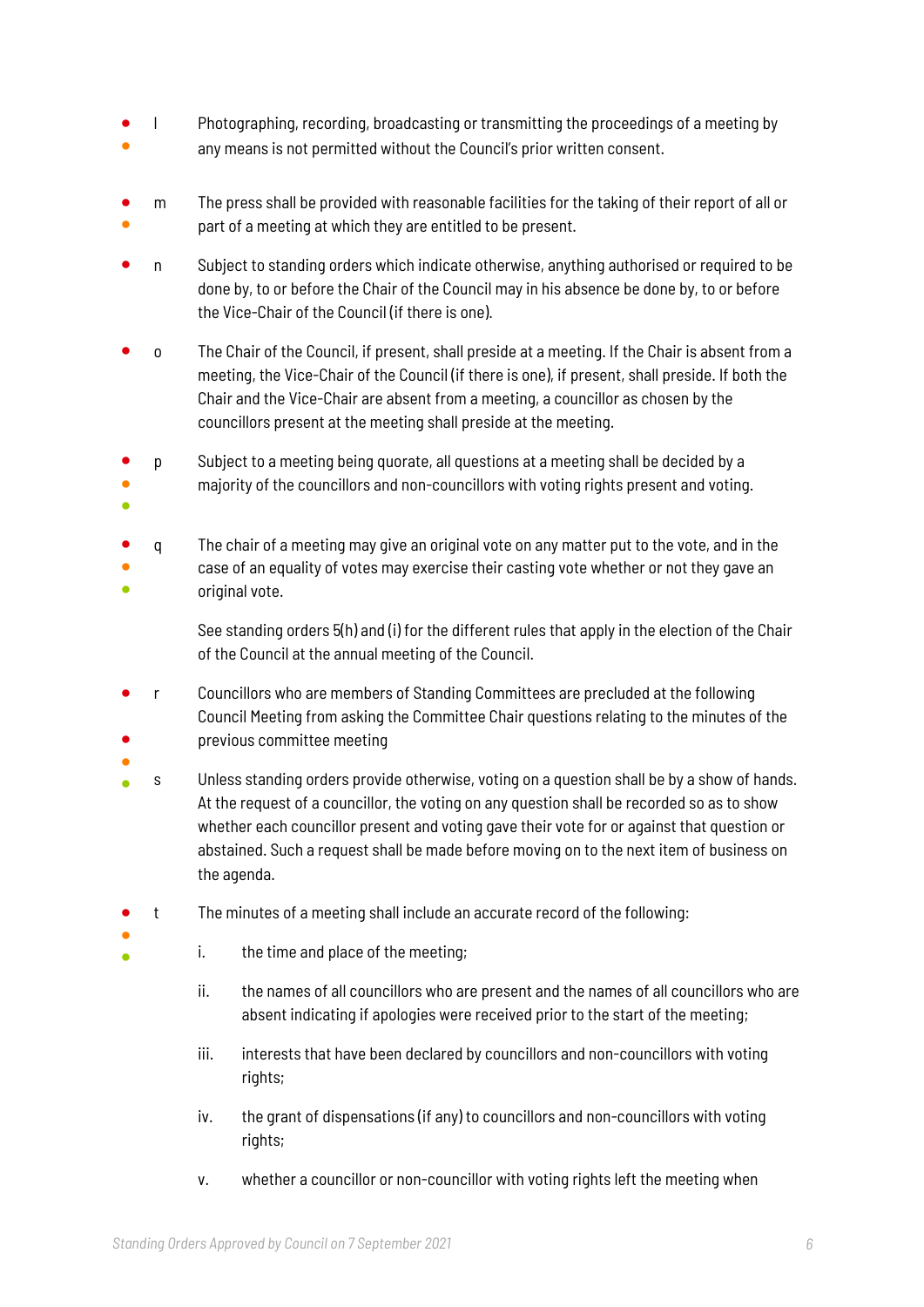l. Photographing, recording, broadcasting or transmitting the proceedings of a meeting by any means is not permitted without the Council's prior written consent.

m. The press shall be provided with reasonable facilities for the taking of their report of all or part of a meeting at which they are entitled to be present.

n. Subject to standing orders which indicate otherwise, anything authorised or required to be done by, to or before the Chair of the Council may in his absence be done by, to or before the Vice-Chair of the Council (if there is one).

o. The Chair of the Council, if present, shall preside at a meeting. If the Chair is absent from a meeting, the Vice-Chair of the Council (if there is one), if present, shall preside. If both the Chair and the Vice-Chair are absent from a meeting, a councillor as chosen by the councillors present at the meeting shall preside at the meeting.

p. Subject to a meeting being quorate, all questions at a meeting shall be decided by a majority of the councillors and non-councillors with voting rights present and voting.

q. The chair of a meeting may give an original vote on any matter put to the vote, and in the case of an equality of votes may exercise their casting vote whether or not they gave an original vote.

   See standing orders 5(h) and (i) for the different rules that apply in the election of the Chair of the Council at the annual meeting of the Council.

r. Councillors who are members of Standing Committees are precluded at the following Council Meeting from asking the Committee Chair questions relating to the minutes of the previous committee meeting

s. Unless standing orders provide otherwise, voting on a question shall be by a show of hands. At the request of a councillor, the voting on any question shall be recorded so as to show whether each councillor present and voting gave their vote for or against that question or abstained. Such a request shall be made before moving on to the next item of business on the agenda.

t. The minutes of a meeting shall include an accurate record of the following:

   i. the time and place of the meeting;

   ii. the names of all councillors who are present and the names of all councillors who are absent indicating if apologies were received prior to the start of the meeting;

   iii. interests that have been declared by councillors and non-councillors with voting rights;

   iv. the grant of dispensations (if any) to councillors and non-councillors with voting rights;

   v. whether a councillor or non-councillor with voting rights left the meeting when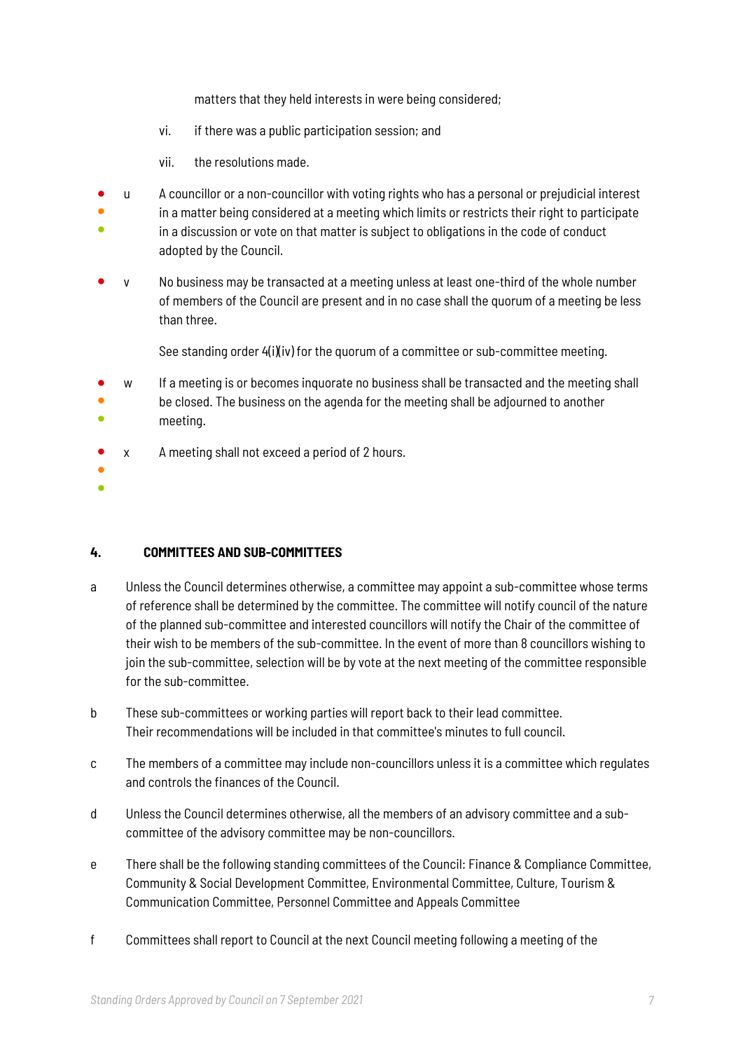matters that they held interests in were being considered;

vi. if there was a public participation session; and

vii. the resolutions made.

u A councillor or a non-councillor with voting rights who has a personal or prejudicial interest in a matter being considered at a meeting which limits or restricts their right to participate in a discussion or vote on that matter is subject to obligations in the code of conduct adopted by the Council.

v No business may be transacted at a meeting unless at least one-third of the whole number of members of the Council are present and in no case shall the quorum of a meeting be less than three.

See standing order 4(i)(iv) for the quorum of a committee or sub-committee meeting.

w If a meeting is or becomes inquorate no business shall be transacted and the meeting shall be closed. The business on the agenda for the meeting shall be adjourned to another meeting.

x A meeting shall not exceed a period of 2 hours.

## 4. COMMITTEES AND SUB-COMMITTEES

a Unless the Council determines otherwise, a committee may appoint a sub-committee whose terms of reference shall be determined by the committee. The committee will notify council of the nature of the planned sub-committee and interested councillors will notify the Chair of the committee of their wish to be members of the sub-committee. In the event of more than 8 councillors wishing to join the sub-committee, selection will be by vote at the next meeting of the committee responsible for the sub-committee.

b These sub-committees or working parties will report back to their lead committee. Their recommendations will be included in that committee's minutes to full council.

c The members of a committee may include non-councillors unless it is a committee which regulates and controls the finances of the Council.

d Unless the Council determines otherwise, all the members of an advisory committee and a sub-committee of the advisory committee may be non-councillors.

e There shall be the following standing committees of the Council: Finance & Compliance Committee, Community & Social Development Committee, Environmental Committee, Culture, Tourism & Communication Committee, Personnel Committee and Appeals Committee

f Committees shall report to Council at the next Council meeting following a meeting of the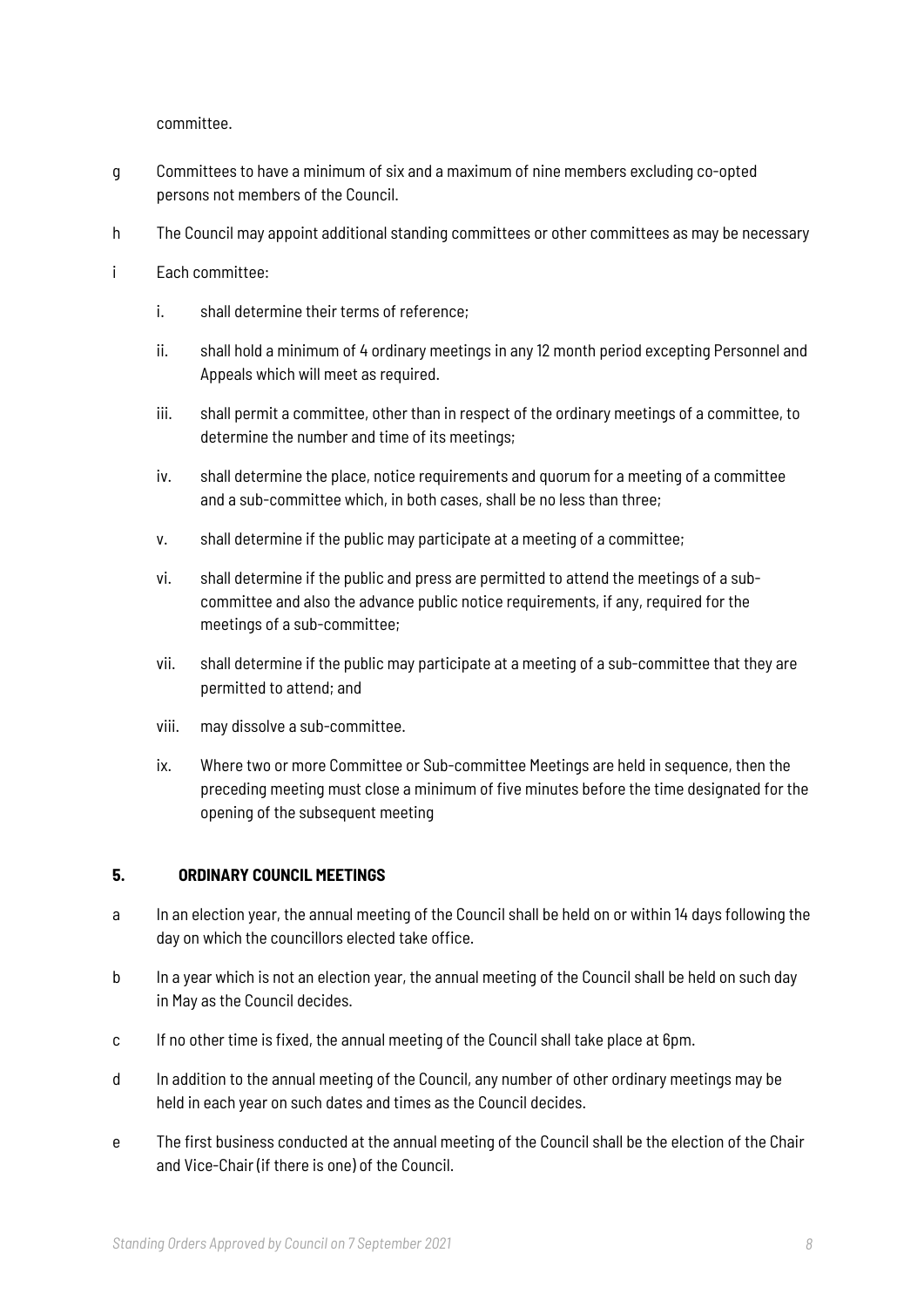committee.

g Committees to have a minimum of six and a maximum of nine members excluding co-opted persons not members of the Council.

h The Council may appoint additional standing committees or other committees as may be necessary

i Each committee:

   i. shall determine their terms of reference;

   ii. shall hold a minimum of 4 ordinary meetings in any 12 month period excepting Personnel and Appeals which will meet as required.

   iii. shall permit a committee, other than in respect of the ordinary meetings of a committee, to determine the number and time of its meetings;

   iv. shall determine the place, notice requirements and quorum for a meeting of a committee and a sub-committee which, in both cases, shall be no less than three;

   v. shall determine if the public may participate at a meeting of a committee;

   vi. shall determine if the public and press are permitted to attend the meetings of a sub-committee and also the advance public notice requirements, if any, required for the meetings of a sub-committee;

   vii. shall determine if the public may participate at a meeting of a sub-committee that they are permitted to attend; and

   viii. may dissolve a sub-committee.

   ix. Where two or more Committee or Sub-committee Meetings are held in sequence, then the preceding meeting must close a minimum of five minutes before the time designated for the opening of the subsequent meeting

## 5. ORDINARY COUNCIL MEETINGS

a In an election year, the annual meeting of the Council shall be held on or within 14 days following the day on which the councillors elected take office.

b In a year which is not an election year, the annual meeting of the Council shall be held on such day in May as the Council decides.

c If no other time is fixed, the annual meeting of the Council shall take place at 6pm.

d In addition to the annual meeting of the Council, any number of other ordinary meetings may be held in each year on such dates and times as the Council decides.

e The first business conducted at the annual meeting of the Council shall be the election of the Chair and Vice-Chair (if there is one) of the Council.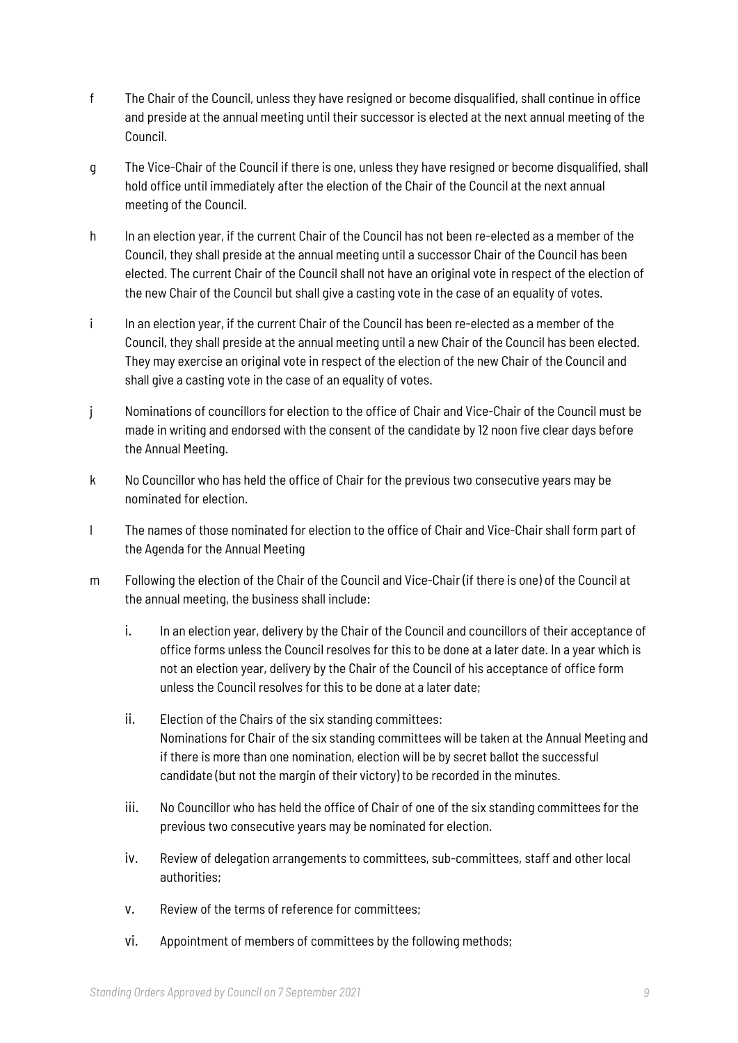f The Chair of the Council, unless they have resigned or become disqualified, shall continue in office and preside at the annual meeting until their successor is elected at the next annual meeting of the Council.

g The Vice-Chair of the Council if there is one, unless they have resigned or become disqualified, shall hold office until immediately after the election of the Chair of the Council at the next annual meeting of the Council.

h In an election year, if the current Chair of the Council has not been re-elected as a member of the Council, they shall preside at the annual meeting until a successor Chair of the Council has been elected. The current Chair of the Council shall not have an original vote in respect of the election of the new Chair of the Council but shall give a casting vote in the case of an equality of votes.

i In an election year, if the current Chair of the Council has been re-elected as a member of the Council, they shall preside at the annual meeting until a new Chair of the Council has been elected. They may exercise an original vote in respect of the election of the new Chair of the Council and shall give a casting vote in the case of an equality of votes.

j Nominations of councillors for election to the office of Chair and Vice-Chair of the Council must be made in writing and endorsed with the consent of the candidate by 12 noon five clear days before the Annual Meeting.

k No Councillor who has held the office of Chair for the previous two consecutive years may be nominated for election.

l The names of those nominated for election to the office of Chair and Vice-Chair shall form part of the Agenda for the Annual Meeting

m Following the election of the Chair of the Council and Vice-Chair (if there is one) of the Council at the annual meeting, the business shall include:

   i. In an election year, delivery by the Chair of the Council and councillors of their acceptance of office forms unless the Council resolves for this to be done at a later date. In a year which is not an election year, delivery by the Chair of the Council of his acceptance of office form unless the Council resolves for this to be done at a later date;

   ii. Election of the Chairs of the six standing committees:
   Nominations for Chair of the six standing committees will be taken at the Annual Meeting and if there is more than one nomination, election will be by secret ballot the successful candidate (but not the margin of their victory) to be recorded in the minutes.

   iii. No Councillor who has held the office of Chair of one of the six standing committees for the previous two consecutive years may be nominated for election.

   iv. Review of delegation arrangements to committees, sub-committees, staff and other local authorities;

   v. Review of the terms of reference for committees;

   vi. Appointment of members of committees by the following methods;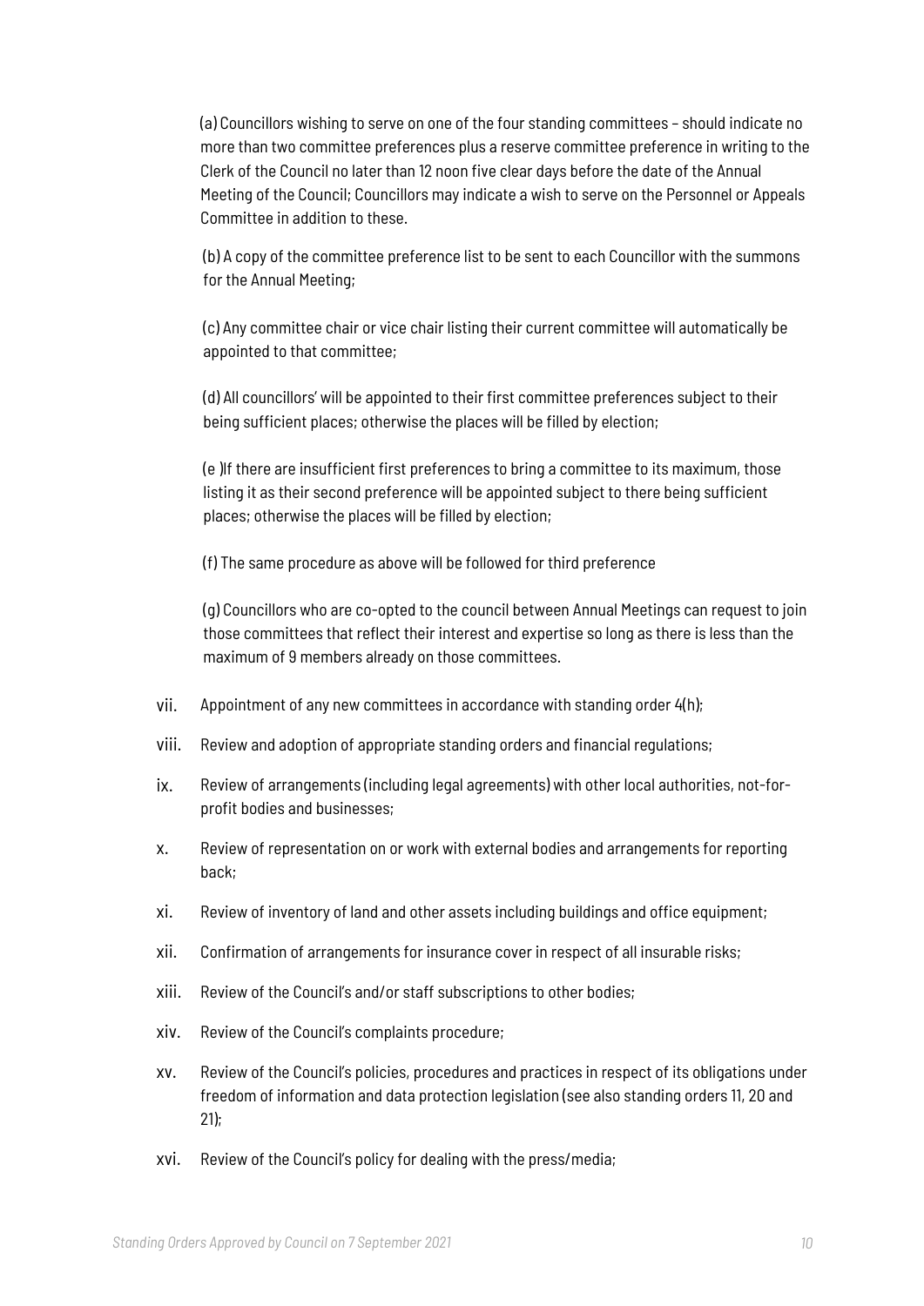(a) Councillors wishing to serve on one of the four standing committees – should indicate no more than two committee preferences plus a reserve committee preference in writing to the Clerk of the Council no later than 12 noon five clear days before the date of the Annual Meeting of the Council; Councillors may indicate a wish to serve on the Personnel or Appeals Committee in addition to these.

(b) A copy of the committee preference list to be sent to each Councillor with the summons for the Annual Meeting;

(c) Any committee chair or vice chair listing their current committee will automatically be appointed to that committee;

(d) All councillors' will be appointed to their first committee preferences subject to their being sufficient places; otherwise the places will be filled by election;

(e )If there are insufficient first preferences to bring a committee to its maximum, those listing it as their second preference will be appointed subject to there being sufficient places; otherwise the places will be filled by election;

(f) The same procedure as above will be followed for third preference

(g) Councillors who are co-opted to the council between Annual Meetings can request to join those committees that reflect their interest and expertise so long as there is less than the maximum of 9 members already on those committees.

vii. Appointment of any new committees in accordance with standing order 4(h);

viii. Review and adoption of appropriate standing orders and financial regulations;

ix. Review of arrangements (including legal agreements) with other local authorities, not-for-profit bodies and businesses;

x. Review of representation on or work with external bodies and arrangements for reporting back;

xi. Review of inventory of land and other assets including buildings and office equipment;

xii. Confirmation of arrangements for insurance cover in respect of all insurable risks;

xiii. Review of the Council's and/or staff subscriptions to other bodies;

xiv. Review of the Council's complaints procedure;

xv. Review of the Council's policies, procedures and practices in respect of its obligations under freedom of information and data protection legislation (see also standing orders 11, 20 and 21);

xvi. Review of the Council's policy for dealing with the press/media;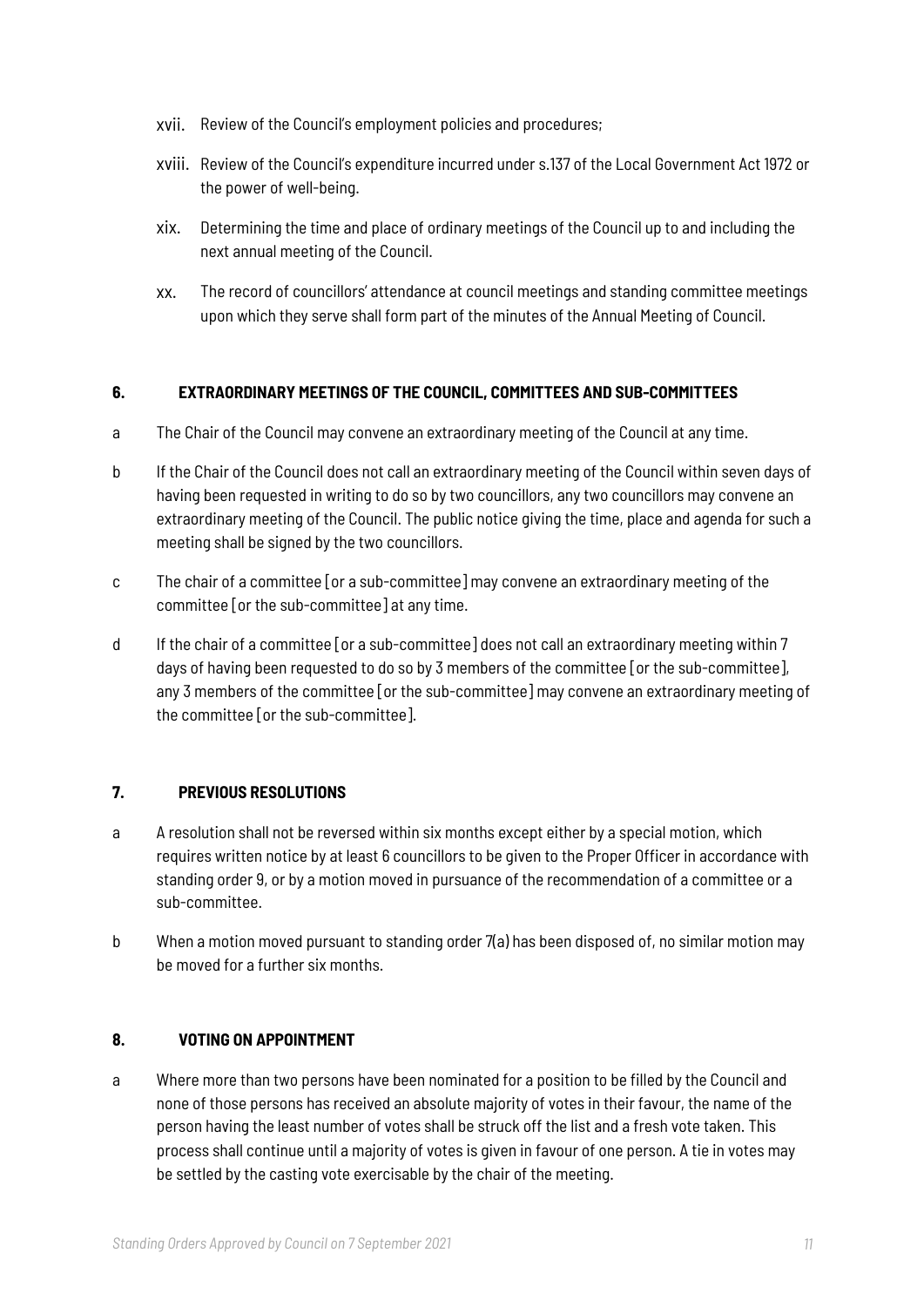xvii. Review of the Council's employment policies and procedures;

xviii. Review of the Council's expenditure incurred under s.137 of the Local Government Act 1972 or the power of well-being.

xix. Determining the time and place of ordinary meetings of the Council up to and including the next annual meeting of the Council.

xx. The record of councillors' attendance at council meetings and standing committee meetings upon which they serve shall form part of the minutes of the Annual Meeting of Council.

## 6. EXTRAORDINARY MEETINGS OF THE COUNCIL, COMMITTEES AND SUB-COMMITTEES

a The Chair of the Council may convene an extraordinary meeting of the Council at any time.

b If the Chair of the Council does not call an extraordinary meeting of the Council within seven days of having been requested in writing to do so by two councillors, any two councillors may convene an extraordinary meeting of the Council. The public notice giving the time, place and agenda for such a meeting shall be signed by the two councillors.

c The chair of a committee [or a sub-committee] may convene an extraordinary meeting of the committee [or the sub-committee] at any time.

d If the chair of a committee [or a sub-committee] does not call an extraordinary meeting within 7 days of having been requested to do so by 3 members of the committee [or the sub-committee], any 3 members of the committee [or the sub-committee] may convene an extraordinary meeting of the committee [or the sub-committee].

## 7. PREVIOUS RESOLUTIONS

a A resolution shall not be reversed within six months except either by a special motion, which requires written notice by at least 6 councillors to be given to the Proper Officer in accordance with standing order 9, or by a motion moved in pursuance of the recommendation of a committee or a sub-committee.

b When a motion moved pursuant to standing order 7(a) has been disposed of, no similar motion may be moved for a further six months.

## 8. VOTING ON APPOINTMENT

a Where more than two persons have been nominated for a position to be filled by the Council and none of those persons has received an absolute majority of votes in their favour, the name of the person having the least number of votes shall be struck off the list and a fresh vote taken. This process shall continue until a majority of votes is given in favour of one person. A tie in votes may be settled by the casting vote exercisable by the chair of the meeting.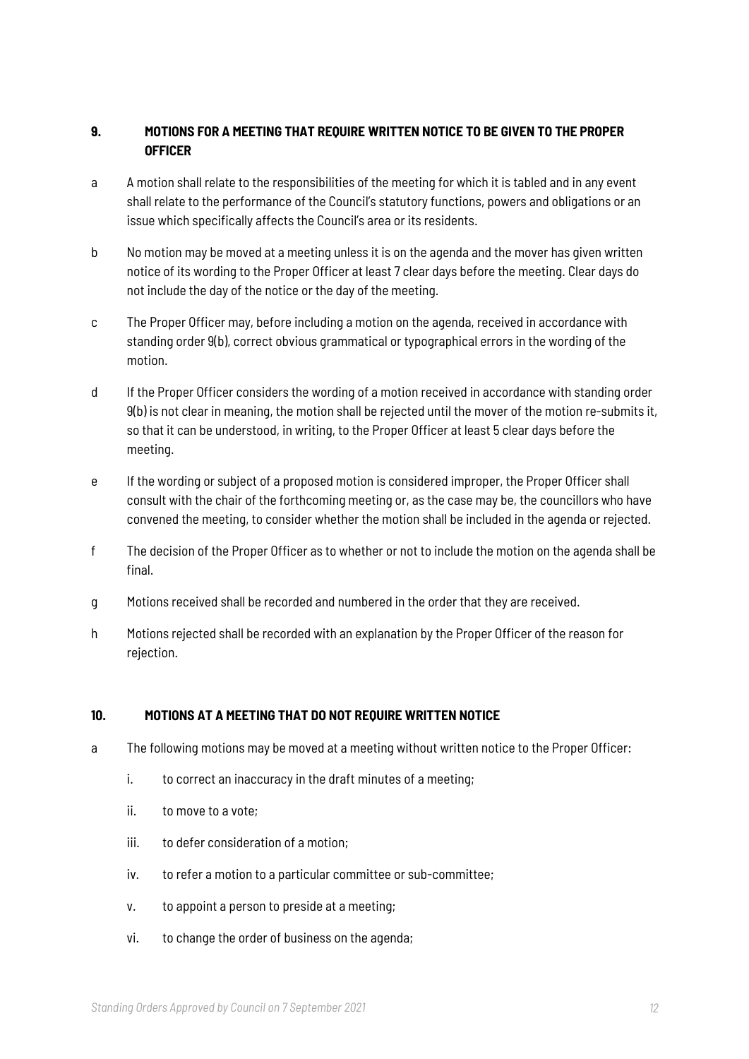## 9. MOTIONS FOR A MEETING THAT REQUIRE WRITTEN NOTICE TO BE GIVEN TO THE PROPER OFFICER

a. A motion shall relate to the responsibilities of the meeting for which it is tabled and in any event shall relate to the performance of the Council's statutory functions, powers and obligations or an issue which specifically affects the Council's area or its residents.

b. No motion may be moved at a meeting unless it is on the agenda and the mover has given written notice of its wording to the Proper Officer at least 7 clear days before the meeting. Clear days do not include the day of the notice or the day of the meeting.

c. The Proper Officer may, before including a motion on the agenda, received in accordance with standing order 9(b), correct obvious grammatical or typographical errors in the wording of the motion.

d. If the Proper Officer considers the wording of a motion received in accordance with standing order 9(b) is not clear in meaning, the motion shall be rejected until the mover of the motion re-submits it, so that it can be understood, in writing, to the Proper Officer at least 5 clear days before the meeting.

e. If the wording or subject of a proposed motion is considered improper, the Proper Officer shall consult with the chair of the forthcoming meeting or, as the case may be, the councillors who have convened the meeting, to consider whether the motion shall be included in the agenda or rejected.

f. The decision of the Proper Officer as to whether or not to include the motion on the agenda shall be final.

g. Motions received shall be recorded and numbered in the order that they are received.

h. Motions rejected shall be recorded with an explanation by the Proper Officer of the reason for rejection.

## 10. MOTIONS AT A MEETING THAT DO NOT REQUIRE WRITTEN NOTICE

a. The following motions may be moved at a meeting without written notice to the Proper Officer:

   i. to correct an inaccuracy in the draft minutes of a meeting;

   ii. to move to a vote;

   iii. to defer consideration of a motion;

   iv. to refer a motion to a particular committee or sub-committee;

   v. to appoint a person to preside at a meeting;

   vi. to change the order of business on the agenda;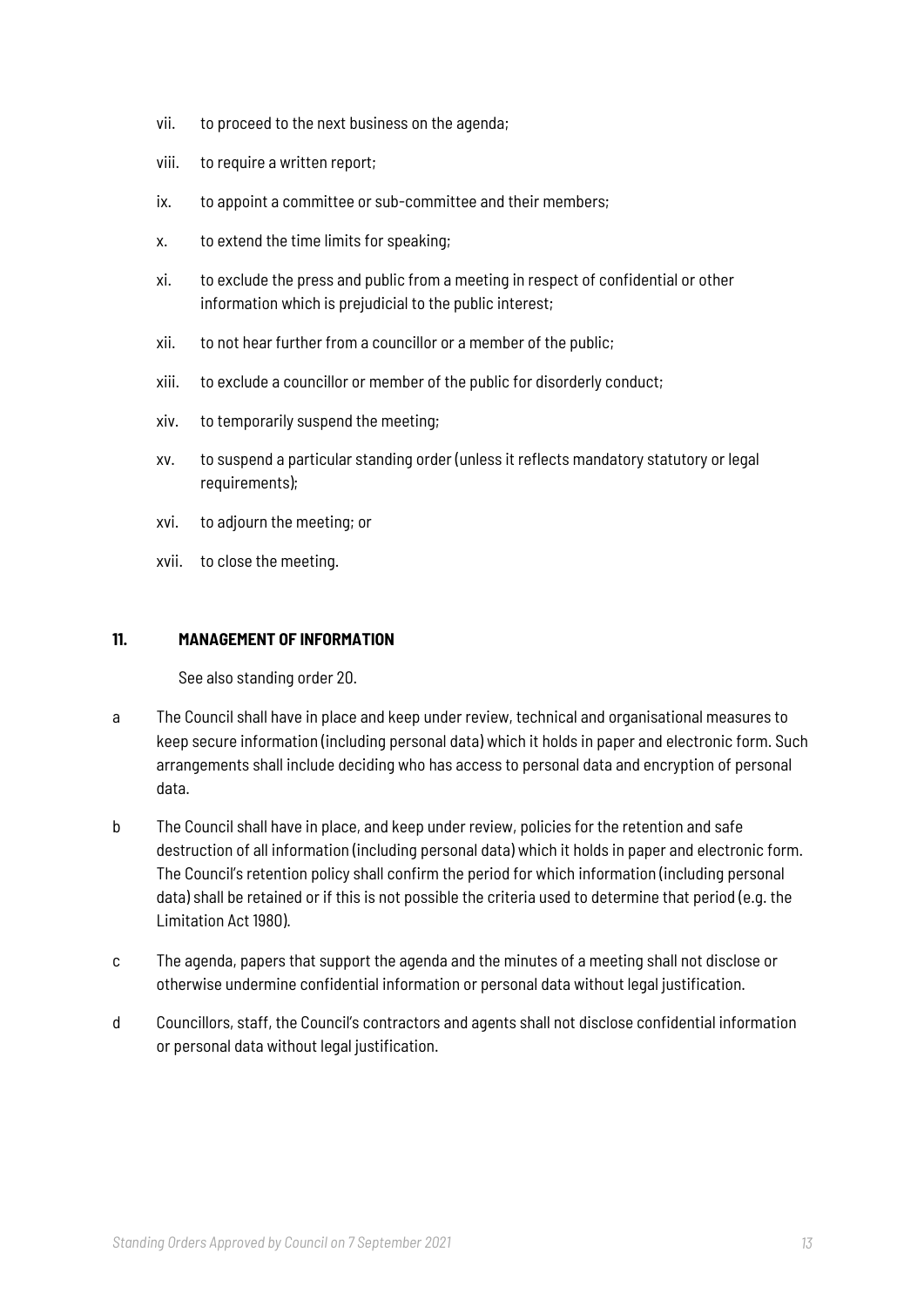vii. to proceed to the next business on the agenda;

viii. to require a written report;

ix. to appoint a committee or sub-committee and their members;

x. to extend the time limits for speaking;

xi. to exclude the press and public from a meeting in respect of confidential or other information which is prejudicial to the public interest;

xii. to not hear further from a councillor or a member of the public;

xiii. to exclude a councillor or member of the public for disorderly conduct;

xiv. to temporarily suspend the meeting;

xv. to suspend a particular standing order (unless it reflects mandatory statutory or legal requirements);

xvi. to adjourn the meeting; or

xvii. to close the meeting.

## 11. MANAGEMENT OF INFORMATION

See also standing order 20.

a The Council shall have in place and keep under review, technical and organisational measures to keep secure information (including personal data) which it holds in paper and electronic form. Such arrangements shall include deciding who has access to personal data and encryption of personal data.

b The Council shall have in place, and keep under review, policies for the retention and safe destruction of all information (including personal data) which it holds in paper and electronic form. The Council's retention policy shall confirm the period for which information (including personal data) shall be retained or if this is not possible the criteria used to determine that period (e.g. the Limitation Act 1980).

c The agenda, papers that support the agenda and the minutes of a meeting shall not disclose or otherwise undermine confidential information or personal data without legal justification.

d Councillors, staff, the Council's contractors and agents shall not disclose confidential information or personal data without legal justification.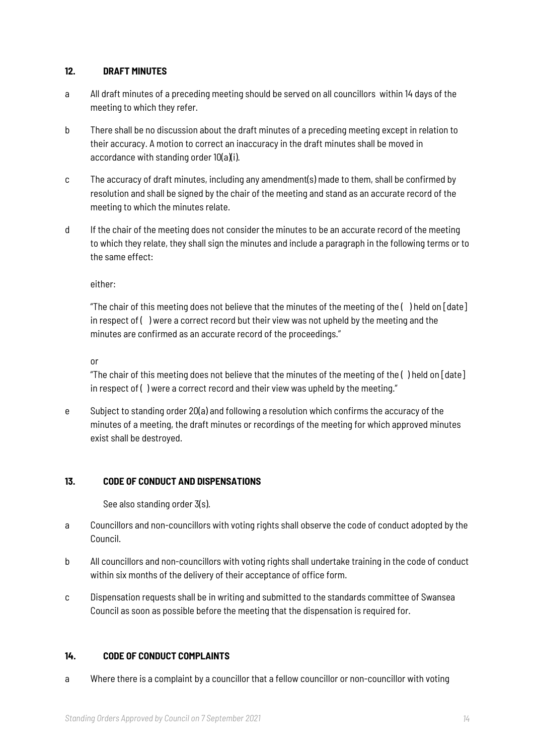## 12. DRAFT MINUTES

a All draft minutes of a preceding meeting should be served on all councillors within 14 days of the meeting to which they refer.

b There shall be no discussion about the draft minutes of a preceding meeting except in relation to their accuracy. A motion to correct an inaccuracy in the draft minutes shall be moved in accordance with standing order 10(a)(i).

c The accuracy of draft minutes, including any amendment(s) made to them, shall be confirmed by resolution and shall be signed by the chair of the meeting and stand as an accurate record of the meeting to which the minutes relate.

d If the chair of the meeting does not consider the minutes to be an accurate record of the meeting to which they relate, they shall sign the minutes and include a paragraph in the following terms or to the same effect:

either:

"The chair of this meeting does not believe that the minutes of the meeting of the ( ) held on [date] in respect of ( ) were a correct record but their view was not upheld by the meeting and the minutes are confirmed as an accurate record of the proceedings."

or

"The chair of this meeting does not believe that the minutes of the meeting of the ( ) held on [date] in respect of ( ) were a correct record and their view was upheld by the meeting."

e Subject to standing order 20(a) and following a resolution which confirms the accuracy of the minutes of a meeting, the draft minutes or recordings of the meeting for which approved minutes exist shall be destroyed.

## 13. CODE OF CONDUCT AND DISPENSATIONS

See also standing order 3(s).

a Councillors and non-councillors with voting rights shall observe the code of conduct adopted by the Council.

b All councillors and non-councillors with voting rights shall undertake training in the code of conduct within six months of the delivery of their acceptance of office form.

c Dispensation requests shall be in writing and submitted to the standards committee of Swansea Council as soon as possible before the meeting that the dispensation is required for.

## 14. CODE OF CONDUCT COMPLAINTS

a Where there is a complaint by a councillor that a fellow councillor or non-councillor with voting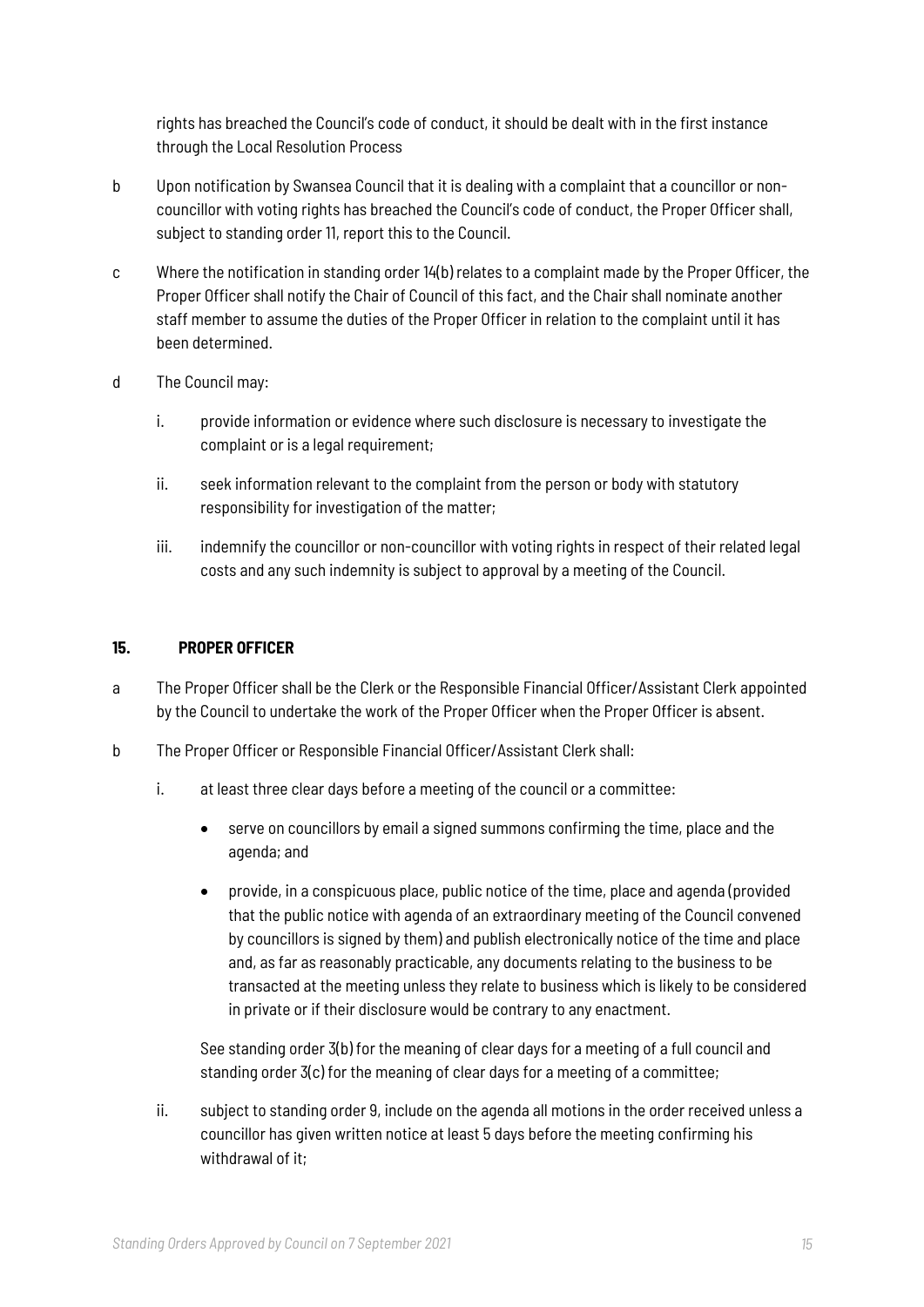rights has breached the Council's code of conduct, it should be dealt with in the first instance through the Local Resolution Process

b Upon notification by Swansea Council that it is dealing with a complaint that a councillor or non-councillor with voting rights has breached the Council's code of conduct, the Proper Officer shall, subject to standing order 11, report this to the Council.

c Where the notification in standing order 14(b) relates to a complaint made by the Proper Officer, the Proper Officer shall notify the Chair of Council of this fact, and the Chair shall nominate another staff member to assume the duties of the Proper Officer in relation to the complaint until it has been determined.

d The Council may:

i. provide information or evidence where such disclosure is necessary to investigate the complaint or is a legal requirement;

ii. seek information relevant to the complaint from the person or body with statutory responsibility for investigation of the matter;

iii. indemnify the councillor or non-councillor with voting rights in respect of their related legal costs and any such indemnity is subject to approval by a meeting of the Council.

## 15. PROPER OFFICER

a The Proper Officer shall be the Clerk or the Responsible Financial Officer/Assistant Clerk appointed by the Council to undertake the work of the Proper Officer when the Proper Officer is absent.

b The Proper Officer or Responsible Financial Officer/Assistant Clerk shall:

i. at least three clear days before a meeting of the council or a committee:

- serve on councillors by email a signed summons confirming the time, place and the agenda; and
- provide, in a conspicuous place, public notice of the time, place and agenda (provided that the public notice with agenda of an extraordinary meeting of the Council convened by councillors is signed by them) and publish electronically notice of the time and place and, as far as reasonably practicable, any documents relating to the business to be transacted at the meeting unless they relate to business which is likely to be considered in private or if their disclosure would be contrary to any enactment.

See standing order 3(b) for the meaning of clear days for a meeting of a full council and standing order 3(c) for the meaning of clear days for a meeting of a committee;

ii. subject to standing order 9, include on the agenda all motions in the order received unless a councillor has given written notice at least 5 days before the meeting confirming his withdrawal of it;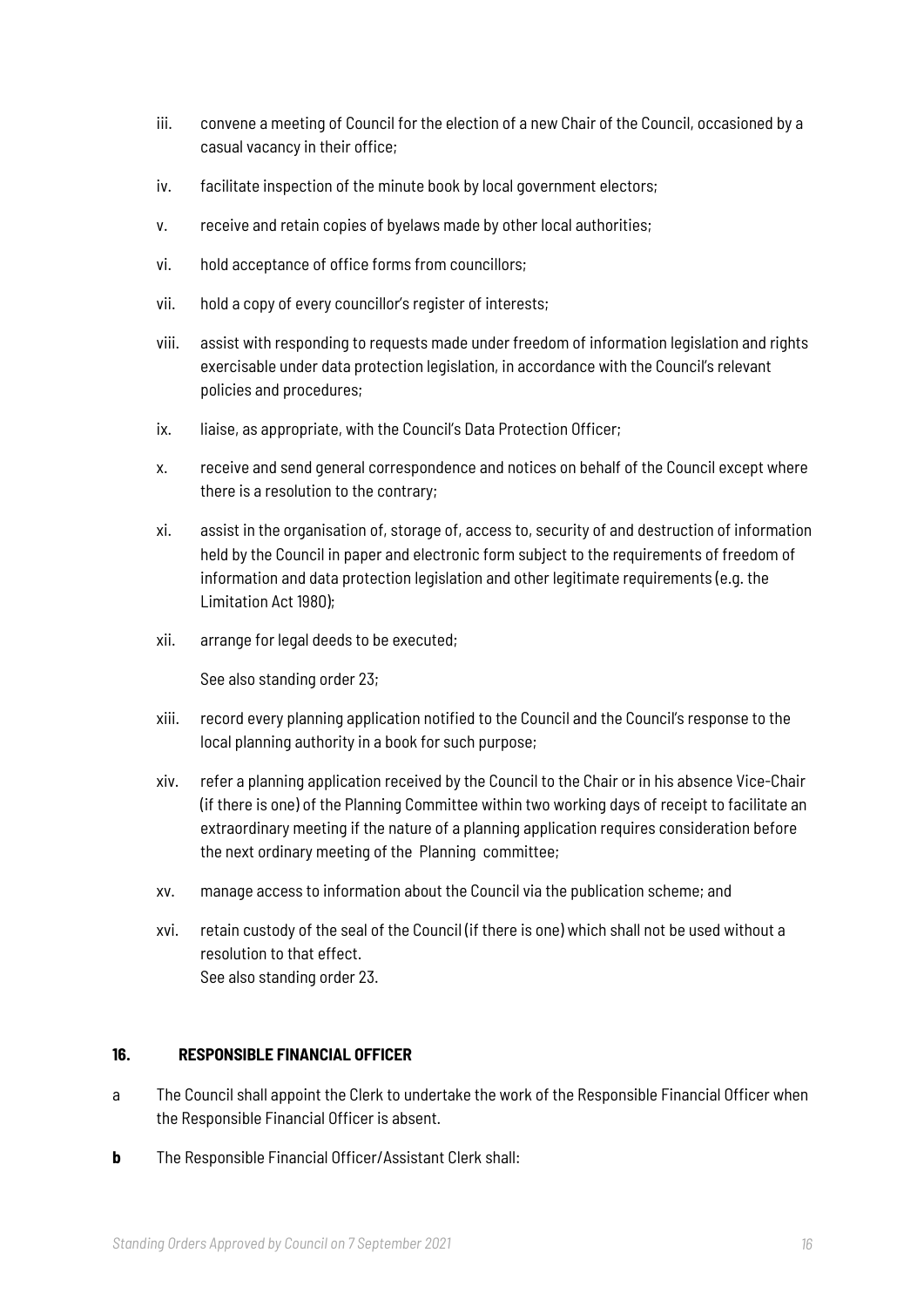iii. convene a meeting of Council for the election of a new Chair of the Council, occasioned by a casual vacancy in their office;

iv. facilitate inspection of the minute book by local government electors;

v. receive and retain copies of byelaws made by other local authorities;

vi. hold acceptance of office forms from councillors;

vii. hold a copy of every councillor's register of interests;

viii. assist with responding to requests made under freedom of information legislation and rights exercisable under data protection legislation, in accordance with the Council's relevant policies and procedures;

ix. liaise, as appropriate, with the Council's Data Protection Officer;

x. receive and send general correspondence and notices on behalf of the Council except where there is a resolution to the contrary;

xi. assist in the organisation of, storage of, access to, security of and destruction of information held by the Council in paper and electronic form subject to the requirements of freedom of information and data protection legislation and other legitimate requirements (e.g. the Limitation Act 1980);

xii. arrange for legal deeds to be executed;

See also standing order 23;

xiii. record every planning application notified to the Council and the Council's response to the local planning authority in a book for such purpose;

xiv. refer a planning application received by the Council to the Chair or in his absence Vice-Chair (if there is one) of the Planning Committee within two working days of receipt to facilitate an extraordinary meeting if the nature of a planning application requires consideration before the next ordinary meeting of the Planning committee;

xv. manage access to information about the Council via the publication scheme; and

xvi. retain custody of the seal of the Council (if there is one) which shall not be used without a resolution to that effect.
See also standing order 23.

## 16. RESPONSIBLE FINANCIAL OFFICER

a The Council shall appoint the Clerk to undertake the work of the Responsible Financial Officer when the Responsible Financial Officer is absent.

**b** The Responsible Financial Officer/Assistant Clerk shall: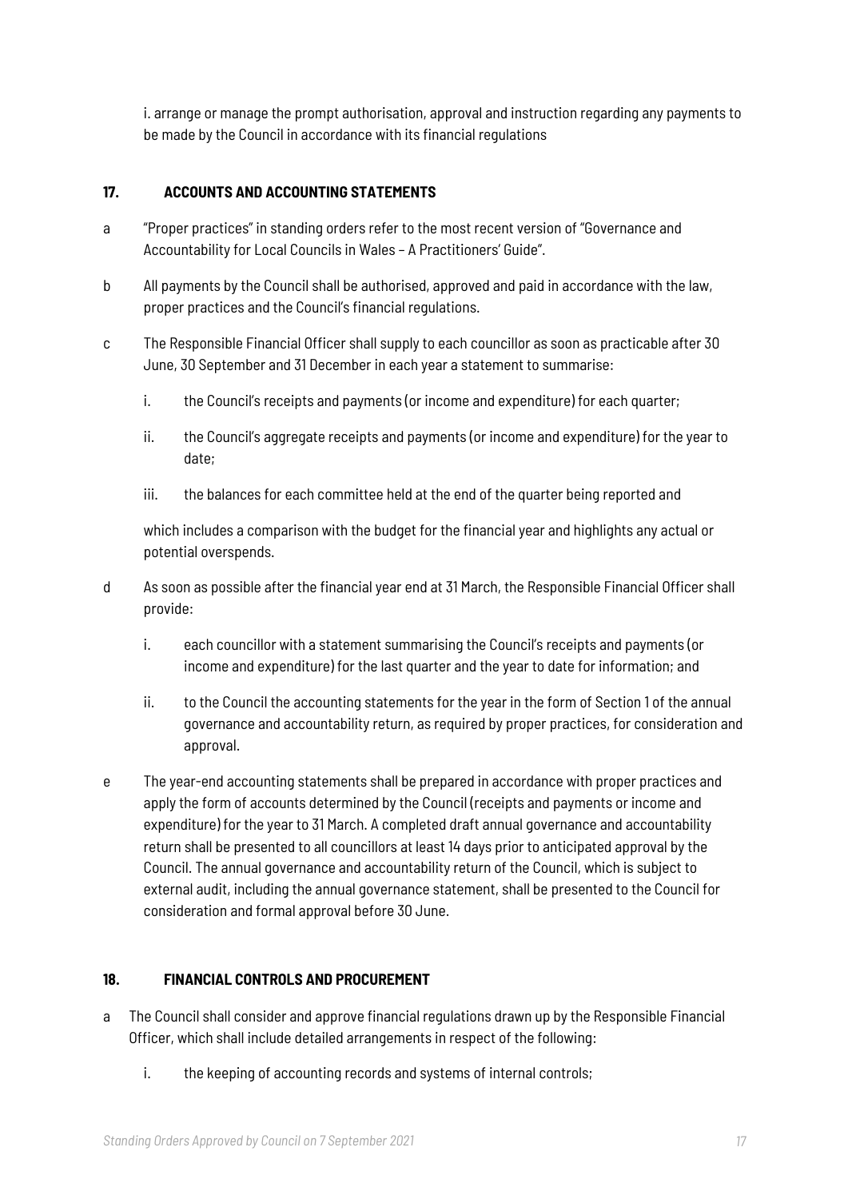i. arrange or manage the prompt authorisation, approval and instruction regarding any payments to be made by the Council in accordance with its financial regulations

## 17. ACCOUNTS AND ACCOUNTING STATEMENTS

a "Proper practices" in standing orders refer to the most recent version of "Governance and Accountability for Local Councils in Wales – A Practitioners' Guide".

b All payments by the Council shall be authorised, approved and paid in accordance with the law, proper practices and the Council's financial regulations.

c The Responsible Financial Officer shall supply to each councillor as soon as practicable after 30 June, 30 September and 31 December in each year a statement to summarise:

i. the Council's receipts and payments (or income and expenditure) for each quarter;

ii. the Council's aggregate receipts and payments (or income and expenditure) for the year to date;

iii. the balances for each committee held at the end of the quarter being reported and

which includes a comparison with the budget for the financial year and highlights any actual or potential overspends.

d As soon as possible after the financial year end at 31 March, the Responsible Financial Officer shall provide:

i. each councillor with a statement summarising the Council's receipts and payments (or income and expenditure) for the last quarter and the year to date for information; and

ii. to the Council the accounting statements for the year in the form of Section 1 of the annual governance and accountability return, as required by proper practices, for consideration and approval.

e The year-end accounting statements shall be prepared in accordance with proper practices and apply the form of accounts determined by the Council (receipts and payments or income and expenditure) for the year to 31 March. A completed draft annual governance and accountability return shall be presented to all councillors at least 14 days prior to anticipated approval by the Council. The annual governance and accountability return of the Council, which is subject to external audit, including the annual governance statement, shall be presented to the Council for consideration and formal approval before 30 June.

## 18. FINANCIAL CONTROLS AND PROCUREMENT

a The Council shall consider and approve financial regulations drawn up by the Responsible Financial Officer, which shall include detailed arrangements in respect of the following:

i. the keeping of accounting records and systems of internal controls;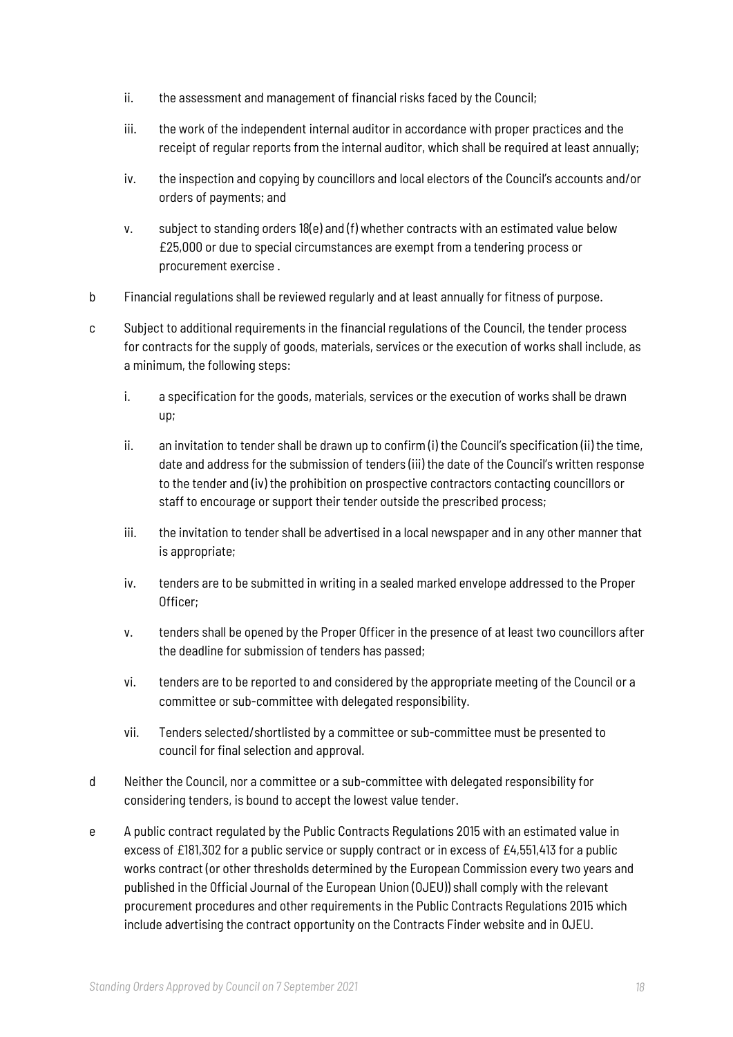ii. the assessment and management of financial risks faced by the Council;

iii. the work of the independent internal auditor in accordance with proper practices and the receipt of regular reports from the internal auditor, which shall be required at least annually;

iv. the inspection and copying by councillors and local electors of the Council's accounts and/or orders of payments; and

v. subject to standing orders 18(e) and (f) whether contracts with an estimated value below £25,000 or due to special circumstances are exempt from a tendering process or procurement exercise .

b Financial regulations shall be reviewed regularly and at least annually for fitness of purpose.

c Subject to additional requirements in the financial regulations of the Council, the tender process for contracts for the supply of goods, materials, services or the execution of works shall include, as a minimum, the following steps:

i. a specification for the goods, materials, services or the execution of works shall be drawn up;

ii. an invitation to tender shall be drawn up to confirm (i) the Council's specification (ii) the time, date and address for the submission of tenders (iii) the date of the Council's written response to the tender and (iv) the prohibition on prospective contractors contacting councillors or staff to encourage or support their tender outside the prescribed process;

iii. the invitation to tender shall be advertised in a local newspaper and in any other manner that is appropriate;

iv. tenders are to be submitted in writing in a sealed marked envelope addressed to the Proper Officer;

v. tenders shall be opened by the Proper Officer in the presence of at least two councillors after the deadline for submission of tenders has passed;

vi. tenders are to be reported to and considered by the appropriate meeting of the Council or a committee or sub-committee with delegated responsibility.

vii. Tenders selected/shortlisted by a committee or sub-committee must be presented to council for final selection and approval.

d Neither the Council, nor a committee or a sub-committee with delegated responsibility for considering tenders, is bound to accept the lowest value tender.

e A public contract regulated by the Public Contracts Regulations 2015 with an estimated value in excess of £181,302 for a public service or supply contract or in excess of £4,551,413 for a public works contract (or other thresholds determined by the European Commission every two years and published in the Official Journal of the European Union (OJEU)) shall comply with the relevant procurement procedures and other requirements in the Public Contracts Regulations 2015 which include advertising the contract opportunity on the Contracts Finder website and in OJEU.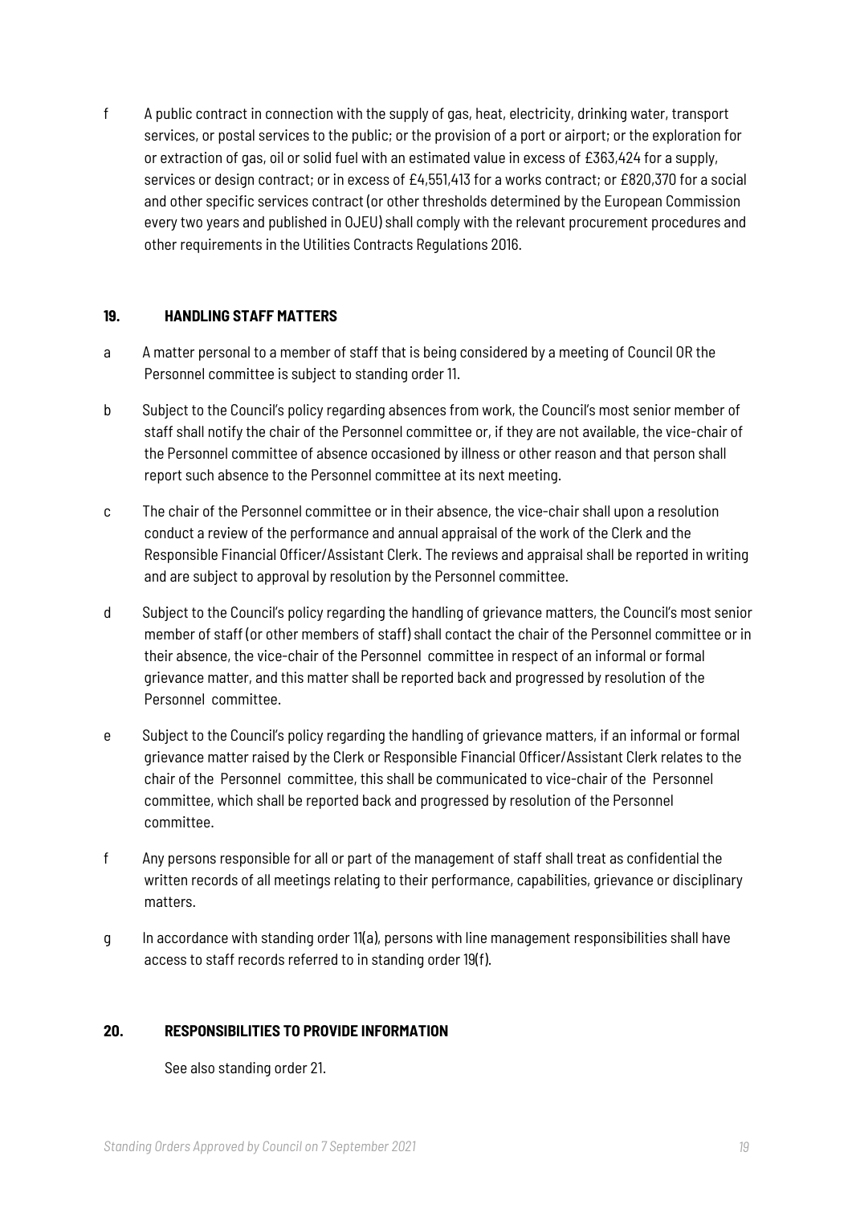f A public contract in connection with the supply of gas, heat, electricity, drinking water, transport services, or postal services to the public; or the provision of a port or airport; or the exploration for or extraction of gas, oil or solid fuel with an estimated value in excess of £363,424 for a supply, services or design contract; or in excess of £4,551,413 for a works contract; or £820,370 for a social and other specific services contract (or other thresholds determined by the European Commission every two years and published in OJEU) shall comply with the relevant procurement procedures and other requirements in the Utilities Contracts Regulations 2016.

## 19. HANDLING STAFF MATTERS

a A matter personal to a member of staff that is being considered by a meeting of Council OR the Personnel committee is subject to standing order 11.

b Subject to the Council's policy regarding absences from work, the Council's most senior member of staff shall notify the chair of the Personnel committee or, if they are not available, the vice-chair of the Personnel committee of absence occasioned by illness or other reason and that person shall report such absence to the Personnel committee at its next meeting.

c The chair of the Personnel committee or in their absence, the vice-chair shall upon a resolution conduct a review of the performance and annual appraisal of the work of the Clerk and the Responsible Financial Officer/Assistant Clerk. The reviews and appraisal shall be reported in writing and are subject to approval by resolution by the Personnel committee.

d Subject to the Council's policy regarding the handling of grievance matters, the Council's most senior member of staff (or other members of staff) shall contact the chair of the Personnel committee or in their absence, the vice-chair of the Personnel committee in respect of an informal or formal grievance matter, and this matter shall be reported back and progressed by resolution of the Personnel committee.

e Subject to the Council's policy regarding the handling of grievance matters, if an informal or formal grievance matter raised by the Clerk or Responsible Financial Officer/Assistant Clerk relates to the chair of the Personnel committee, this shall be communicated to vice-chair of the Personnel committee, which shall be reported back and progressed by resolution of the Personnel committee.

f Any persons responsible for all or part of the management of staff shall treat as confidential the written records of all meetings relating to their performance, capabilities, grievance or disciplinary matters.

g In accordance with standing order 11(a), persons with line management responsibilities shall have access to staff records referred to in standing order 19(f).

## 20. RESPONSIBILITIES TO PROVIDE INFORMATION

See also standing order 21.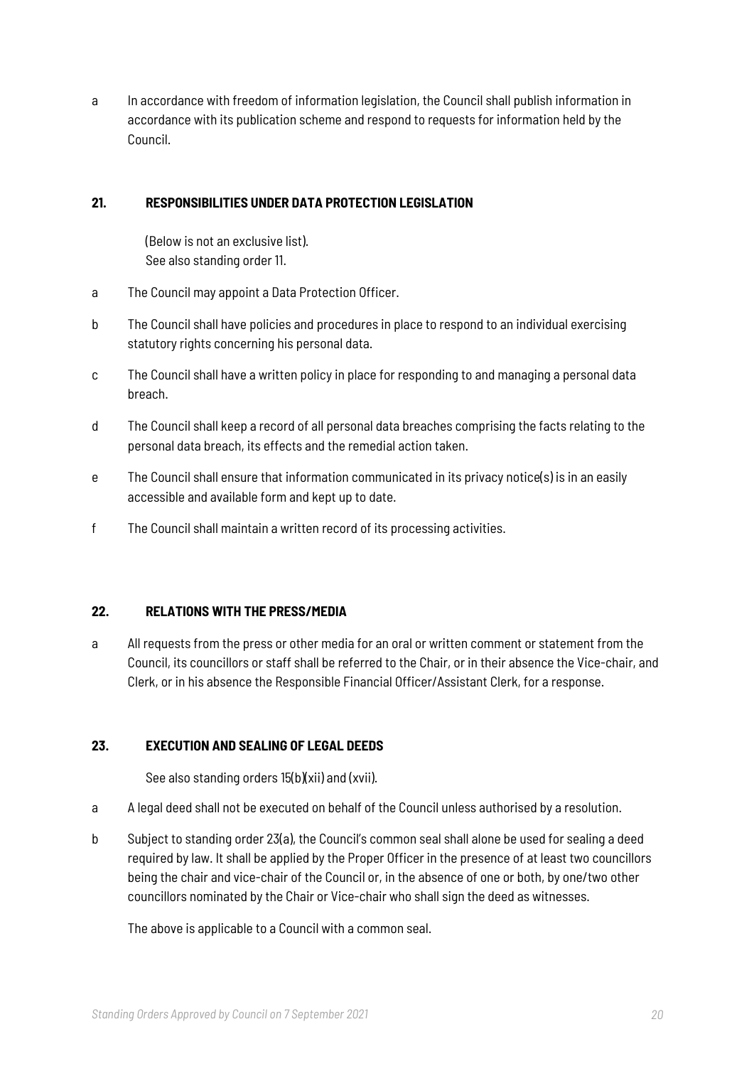a In accordance with freedom of information legislation, the Council shall publish information in accordance with its publication scheme and respond to requests for information held by the Council.

## 21. RESPONSIBILITIES UNDER DATA PROTECTION LEGISLATION

(Below is not an exclusive list).
See also standing order 11.

a The Council may appoint a Data Protection Officer.

b The Council shall have policies and procedures in place to respond to an individual exercising statutory rights concerning his personal data.

c The Council shall have a written policy in place for responding to and managing a personal data breach.

d The Council shall keep a record of all personal data breaches comprising the facts relating to the personal data breach, its effects and the remedial action taken.

e The Council shall ensure that information communicated in its privacy notice(s) is in an easily accessible and available form and kept up to date.

f The Council shall maintain a written record of its processing activities.

## 22. RELATIONS WITH THE PRESS/MEDIA

a All requests from the press or other media for an oral or written comment or statement from the Council, its councillors or staff shall be referred to the Chair, or in their absence the Vice-chair, and Clerk, or in his absence the Responsible Financial Officer/Assistant Clerk, for a response.

## 23. EXECUTION AND SEALING OF LEGAL DEEDS

See also standing orders 15(b)(xii) and (xvii).

a A legal deed shall not be executed on behalf of the Council unless authorised by a resolution.

b Subject to standing order 23(a), the Council's common seal shall alone be used for sealing a deed required by law. It shall be applied by the Proper Officer in the presence of at least two councillors being the chair and vice-chair of the Council or, in the absence of one or both, by one/two other councillors nominated by the Chair or Vice-chair who shall sign the deed as witnesses.

The above is applicable to a Council with a common seal.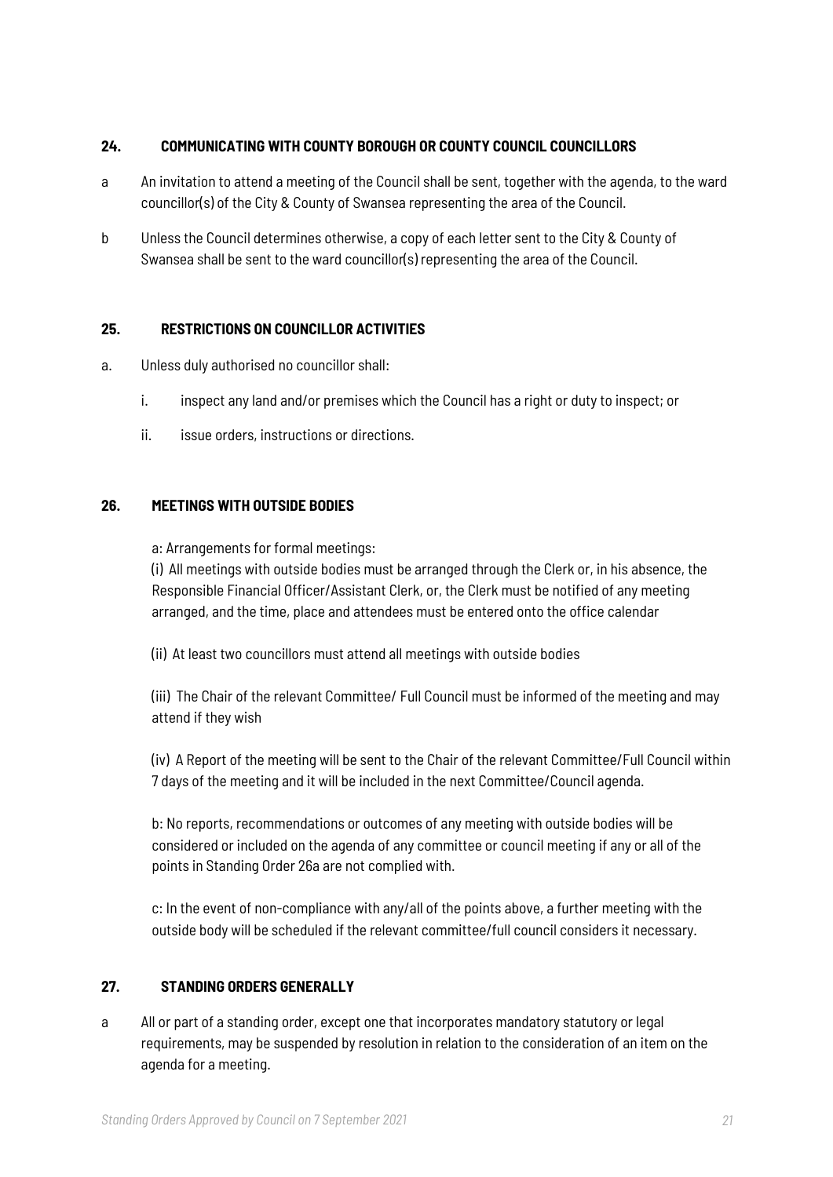## 24. COMMUNICATING WITH COUNTY BOROUGH OR COUNTY COUNCIL COUNCILLORS

a An invitation to attend a meeting of the Council shall be sent, together with the agenda, to the ward councillor(s) of the City & County of Swansea representing the area of the Council.

b Unless the Council determines otherwise, a copy of each letter sent to the City & County of Swansea shall be sent to the ward councillor(s) representing the area of the Council.

## 25. RESTRICTIONS ON COUNCILLOR ACTIVITIES

a. Unless duly authorised no councillor shall:

i. inspect any land and/or premises which the Council has a right or duty to inspect; or

ii. issue orders, instructions or directions.

## 26. MEETINGS WITH OUTSIDE BODIES

a: Arrangements for formal meetings:

(i) All meetings with outside bodies must be arranged through the Clerk or, in his absence, the Responsible Financial Officer/Assistant Clerk, or, the Clerk must be notified of any meeting arranged, and the time, place and attendees must be entered onto the office calendar

(ii) At least two councillors must attend all meetings with outside bodies

(iii) The Chair of the relevant Committee/ Full Council must be informed of the meeting and may attend if they wish

(iv) A Report of the meeting will be sent to the Chair of the relevant Committee/Full Council within 7 days of the meeting and it will be included in the next Committee/Council agenda.

b: No reports, recommendations or outcomes of any meeting with outside bodies will be considered or included on the agenda of any committee or council meeting if any or all of the points in Standing Order 26a are not complied with.

c: In the event of non-compliance with any/all of the points above, a further meeting with the outside body will be scheduled if the relevant committee/full council considers it necessary.

## 27. STANDING ORDERS GENERALLY

a All or part of a standing order, except one that incorporates mandatory statutory or legal requirements, may be suspended by resolution in relation to the consideration of an item on the agenda for a meeting.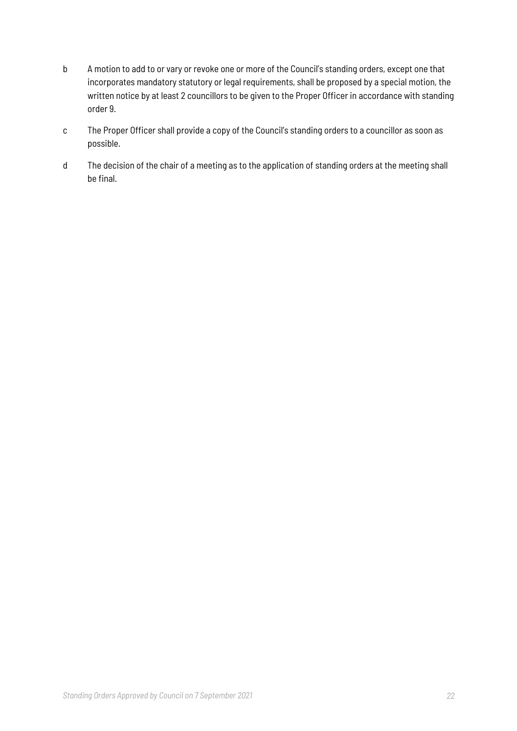b A motion to add to or vary or revoke one or more of the Council's standing orders, except one that incorporates mandatory statutory or legal requirements, shall be proposed by a special motion, the written notice by at least 2 councillors to be given to the Proper Officer in accordance with standing order 9.

c The Proper Officer shall provide a copy of the Council's standing orders to a councillor as soon as possible.

d The decision of the chair of a meeting as to the application of standing orders at the meeting shall be final.